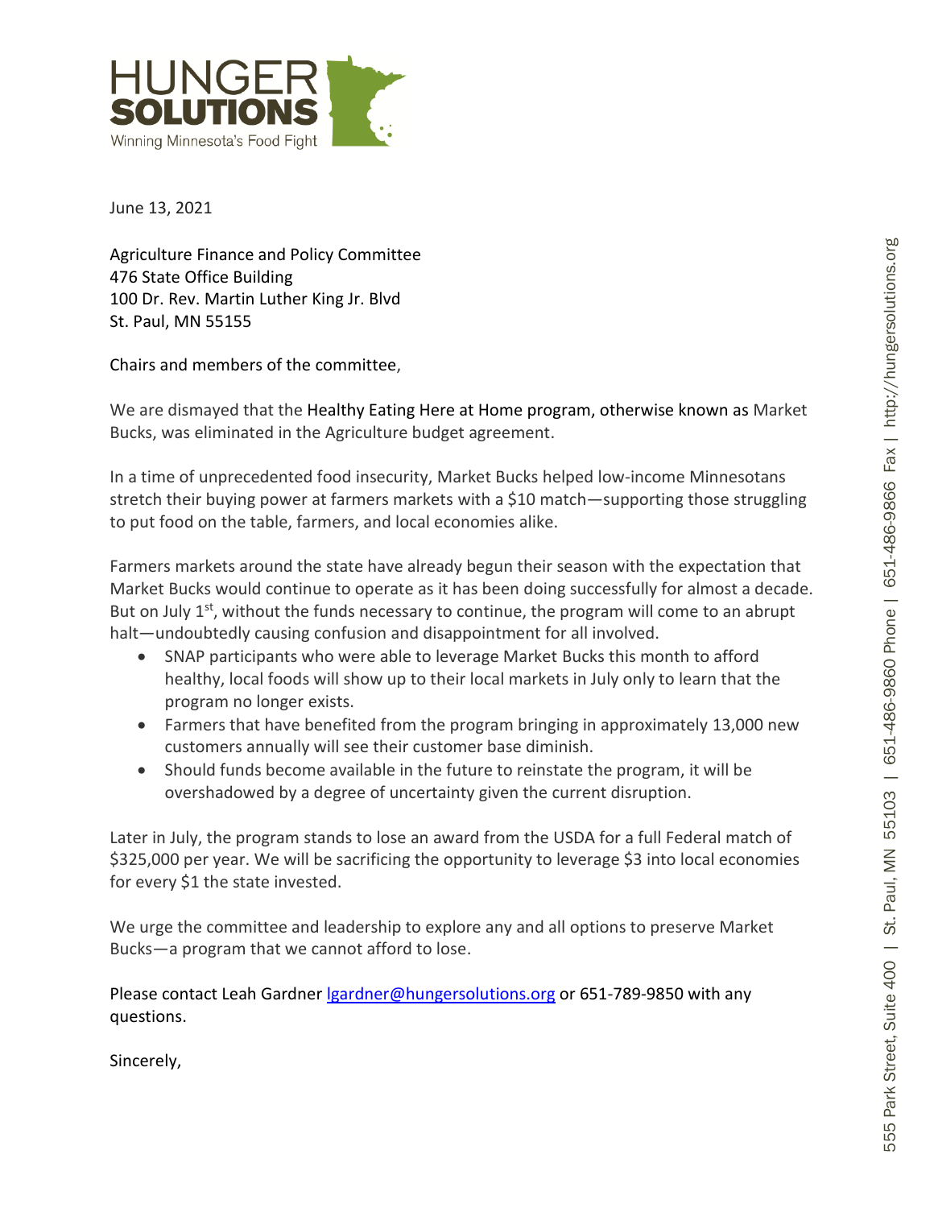HUNGER SOLUTIONS
Winning Minnesota's Food Fight

555 Park Street, Suite 400 | St. Paul, MN 55103 | 651-486-9860 Phone | 651-486-9866 Fax | http://hungersolutions.org

June 13, 2021

Agriculture Finance and Policy Committee
476 State Office Building
100 Dr. Rev. Martin Luther King Jr. Blvd
St. Paul, MN 55155

Chairs and members of the committee,

We are dismayed that the Healthy Eating Here at Home program, otherwise known as Market Bucks, was eliminated in the Agriculture budget agreement.

In a time of unprecedented food insecurity, Market Bucks helped low-income Minnesotans stretch their buying power at farmers markets with a $10 match—supporting those struggling to put food on the table, farmers, and local economies alike.

Farmers markets around the state have already begun their season with the expectation that Market Bucks would continue to operate as it has been doing successfully for almost a decade. But on July 1st, without the funds necessary to continue, the program will come to an abrupt halt—undoubtedly causing confusion and disappointment for all involved.

- SNAP participants who were able to leverage Market Bucks this month to afford healthy, local foods will show up to their local markets in July only to learn that the program no longer exists.
- Farmers that have benefited from the program bringing in approximately 13,000 new customers annually will see their customer base diminish.
- Should funds become available in the future to reinstate the program, it will be overshadowed by a degree of uncertainty given the current disruption.

Later in July, the program stands to lose an award from the USDA for a full Federal match of $325,000 per year. We will be sacrificing the opportunity to leverage $3 into local economies for every $1 the state invested.

We urge the committee and leadership to explore any and all options to preserve Market Bucks—a program that we cannot afford to lose.

Please contact Leah Gardner lgardner@hungersolutions.org or 651-789-9850 with any questions.

Sincerely,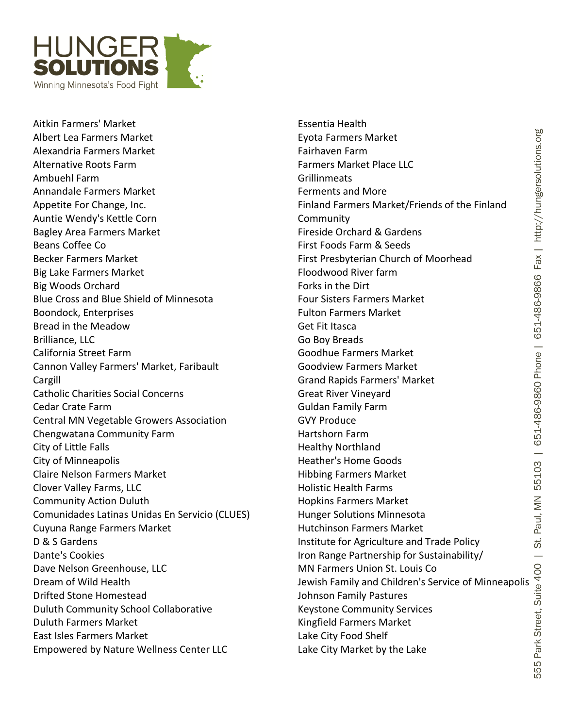Aitkin Farmers' Market
Albert Lea Farmers Market
Alexandria Farmers Market
Alternative Roots Farm
Ambuehl Farm
Annandale Farmers Market
Appetite For Change, Inc.
Auntie Wendy's Kettle Corn
Bagley Area Farmers Market
Beans Coffee Co
Becker Farmers Market
Big Lake Farmers Market
Big Woods Orchard
Blue Cross and Blue Shield of Minnesota
Boondock, Enterprises
Bread in the Meadow
Brilliance, LLC
California Street Farm
Cannon Valley Farmers' Market, Faribault
Cargill
Catholic Charities Social Concerns
Cedar Crate Farm
Central MN Vegetable Growers Association
Chengwatana Community Farm
City of Little Falls
City of Minneapolis
Claire Nelson Farmers Market
Clover Valley Farms, LLC
Community Action Duluth
Comunidades Latinas Unidas En Servicio (CLUES)
Cuyuna Range Farmers Market
D & S Gardens
Dante's Cookies
Dave Nelson Greenhouse, LLC
Dream of Wild Health
Drifted Stone Homestead
Duluth Community School Collaborative
Duluth Farmers Market
East Isles Farmers Market
Empowered by Nature Wellness Center LLC
Essentia Health
Eyota Farmers Market
Fairhaven Farm
Farmers Market Place LLC
Grillinmeats
Ferments and More
Finland Farmers Market/Friends of the Finland Community
Fireside Orchard & Gardens
First Foods Farm & Seeds
First Presbyterian Church of Moorhead
Floodwood River farm
Forks in the Dirt
Four Sisters Farmers Market
Fulton Farmers Market
Get Fit Itasca
Go Boy Breads
Goodhue Farmers Market
Goodview Farmers Market
Grand Rapids Farmers' Market
Great River Vineyard
Guldan Family Farm
GVY Produce
Hartshorn Farm
Healthy Northland
Heather's Home Goods
Hibbing Farmers Market
Holistic Health Farms
Hopkins Farmers Market
Hunger Solutions Minnesota
Hutchinson Farmers Market
Institute for Agriculture and Trade Policy
Iron Range Partnership for Sustainability/ MN Farmers Union St. Louis Co
Jewish Family and Children's Service of Minneapolis
Johnson Family Pastures
Keystone Community Services
Kingfield Farmers Market
Lake City Food Shelf
Lake City Market by the Lake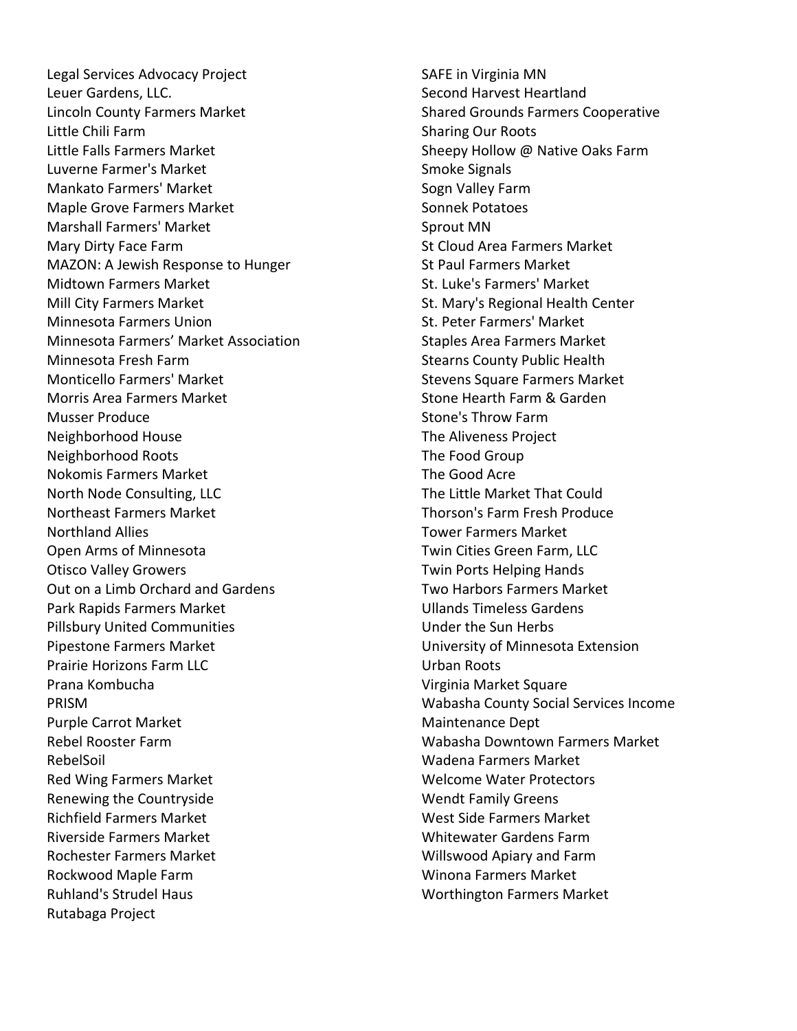Legal Services Advocacy Project
Leuer Gardens, LLC.
Lincoln County Farmers Market
Little Chili Farm
Little Falls Farmers Market
Luverne Farmer's Market
Mankato Farmers' Market
Maple Grove Farmers Market
Marshall Farmers' Market
Mary Dirty Face Farm
MAZON: A Jewish Response to Hunger
Midtown Farmers Market
Mill City Farmers Market
Minnesota Farmers Union
Minnesota Farmers' Market Association
Minnesota Fresh Farm
Monticello Farmers' Market
Morris Area Farmers Market
Musser Produce
Neighborhood House
Neighborhood Roots
Nokomis Farmers Market
North Node Consulting, LLC
Northeast Farmers Market
Northland Allies
Open Arms of Minnesota
Otisco Valley Growers
Out on a Limb Orchard and Gardens
Park Rapids Farmers Market
Pillsbury United Communities
Pipestone Farmers Market
Prairie Horizons Farm LLC
Prana Kombucha
PRISM
Purple Carrot Market
Rebel Rooster Farm
RebelSoil
Red Wing Farmers Market
Renewing the Countryside
Richfield Farmers Market
Riverside Farmers Market
Rochester Farmers Market
Rockwood Maple Farm
Ruhland's Strudel Haus
Rutabaga Project
SAFE in Virginia MN
Second Harvest Heartland
Shared Grounds Farmers Cooperative
Sharing Our Roots
Sheepy Hollow @ Native Oaks Farm
Smoke Signals
Sogn Valley Farm
Sonnek Potatoes
Sprout MN
St Cloud Area Farmers Market
St Paul Farmers Market
St. Luke's Farmers' Market
St. Mary's Regional Health Center
St. Peter Farmers' Market
Staples Area Farmers Market
Stearns County Public Health
Stevens Square Farmers Market
Stone Hearth Farm & Garden
Stone's Throw Farm
The Aliveness Project
The Food Group
The Good Acre
The Little Market That Could
Thorson's Farm Fresh Produce
Tower Farmers Market
Twin Cities Green Farm, LLC
Twin Ports Helping Hands
Two Harbors Farmers Market
Ullands Timeless Gardens
Under the Sun Herbs
University of Minnesota Extension
Urban Roots
Virginia Market Square
Wabasha County Social Services Income Maintenance Dept
Wabasha Downtown Farmers Market
Wadena Farmers Market
Welcome Water Protectors
Wendt Family Greens
West Side Farmers Market
Whitewater Gardens Farm
Willswood Apiary and Farm
Winona Farmers Market
Worthington Farmers Market